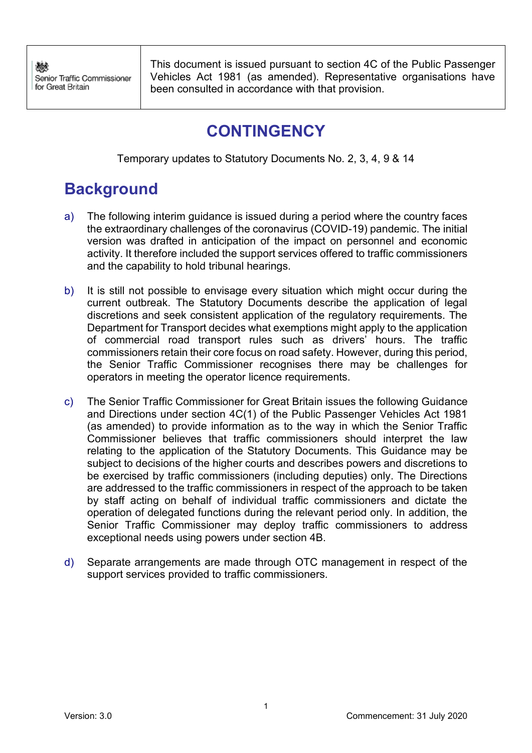| Senior Traffic Commissioner for Great Britain | This document is issued pursuant to section 4C of the Public Passenger Vehicles Act 1981 (as amended). Representative organisations have been consulted in accordance with that provision. |
|---|---|

# CONTINGENCY

Temporary updates to Statutory Documents No. 2, 3, 4, 9 & 14

## Background

a) The following interim guidance is issued during a period where the country faces the extraordinary challenges of the coronavirus (COVID-19) pandemic. The initial version was drafted in anticipation of the impact on personnel and economic activity. It therefore included the support services offered to traffic commissioners and the capability to hold tribunal hearings.

b) It is still not possible to envisage every situation which might occur during the current outbreak. The Statutory Documents describe the application of legal discretions and seek consistent application of the regulatory requirements. The Department for Transport decides what exemptions might apply to the application of commercial road transport rules such as drivers' hours. The traffic commissioners retain their core focus on road safety. However, during this period, the Senior Traffic Commissioner recognises there may be challenges for operators in meeting the operator licence requirements.

c) The Senior Traffic Commissioner for Great Britain issues the following Guidance and Directions under section 4C(1) of the Public Passenger Vehicles Act 1981 (as amended) to provide information as to the way in which the Senior Traffic Commissioner believes that traffic commissioners should interpret the law relating to the application of the Statutory Documents. This Guidance may be subject to decisions of the higher courts and describes powers and discretions to be exercised by traffic commissioners (including deputies) only. The Directions are addressed to the traffic commissioners in respect of the approach to be taken by staff acting on behalf of individual traffic commissioners and dictate the operation of delegated functions during the relevant period only. In addition, the Senior Traffic Commissioner may deploy traffic commissioners to address exceptional needs using powers under section 4B.

d) Separate arrangements are made through OTC management in respect of the support services provided to traffic commissioners.

Version: 3.0 Commencement: 31 July 2020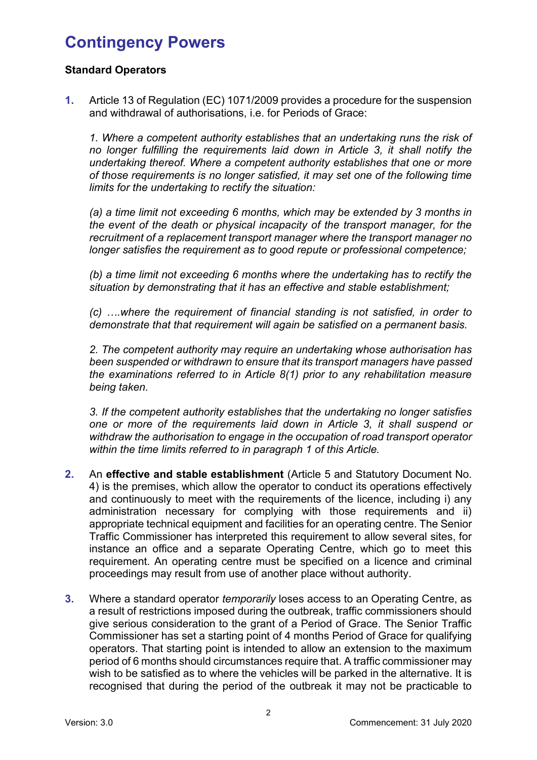# Contingency Powers

### Standard Operators

1. Article 13 of Regulation (EC) 1071/2009 provides a procedure for the suspension and withdrawal of authorisations, i.e. for Periods of Grace:

   *1. Where a competent authority establishes that an undertaking runs the risk of no longer fulfilling the requirements laid down in Article 3, it shall notify the undertaking thereof. Where a competent authority establishes that one or more of those requirements is no longer satisfied, it may set one of the following time limits for the undertaking to rectify the situation:*

   *(a) a time limit not exceeding 6 months, which may be extended by 3 months in the event of the death or physical incapacity of the transport manager, for the recruitment of a replacement transport manager where the transport manager no longer satisfies the requirement as to good repute or professional competence;*

   *(b) a time limit not exceeding 6 months where the undertaking has to rectify the situation by demonstrating that it has an effective and stable establishment;*

   *(c) ….where the requirement of financial standing is not satisfied, in order to demonstrate that that requirement will again be satisfied on a permanent basis.*

   *2. The competent authority may require an undertaking whose authorisation has been suspended or withdrawn to ensure that its transport managers have passed the examinations referred to in Article 8(1) prior to any rehabilitation measure being taken.*

   *3. If the competent authority establishes that the undertaking no longer satisfies one or more of the requirements laid down in Article 3, it shall suspend or withdraw the authorisation to engage in the occupation of road transport operator within the time limits referred to in paragraph 1 of this Article.*

2. An **effective and stable establishment** (Article 5 and Statutory Document No. 4) is the premises, which allow the operator to conduct its operations effectively and continuously to meet with the requirements of the licence, including i) any administration necessary for complying with those requirements and ii) appropriate technical equipment and facilities for an operating centre. The Senior Traffic Commissioner has interpreted this requirement to allow several sites, for instance an office and a separate Operating Centre, which go to meet this requirement. An operating centre must be specified on a licence and criminal proceedings may result from use of another place without authority.

3. Where a standard operator *temporarily* loses access to an Operating Centre, as a result of restrictions imposed during the outbreak, traffic commissioners should give serious consideration to the grant of a Period of Grace. The Senior Traffic Commissioner has set a starting point of 4 months Period of Grace for qualifying operators. That starting point is intended to allow an extension to the maximum period of 6 months should circumstances require that. A traffic commissioner may wish to be satisfied as to where the vehicles will be parked in the alternative. It is recognised that during the period of the outbreak it may not be practicable to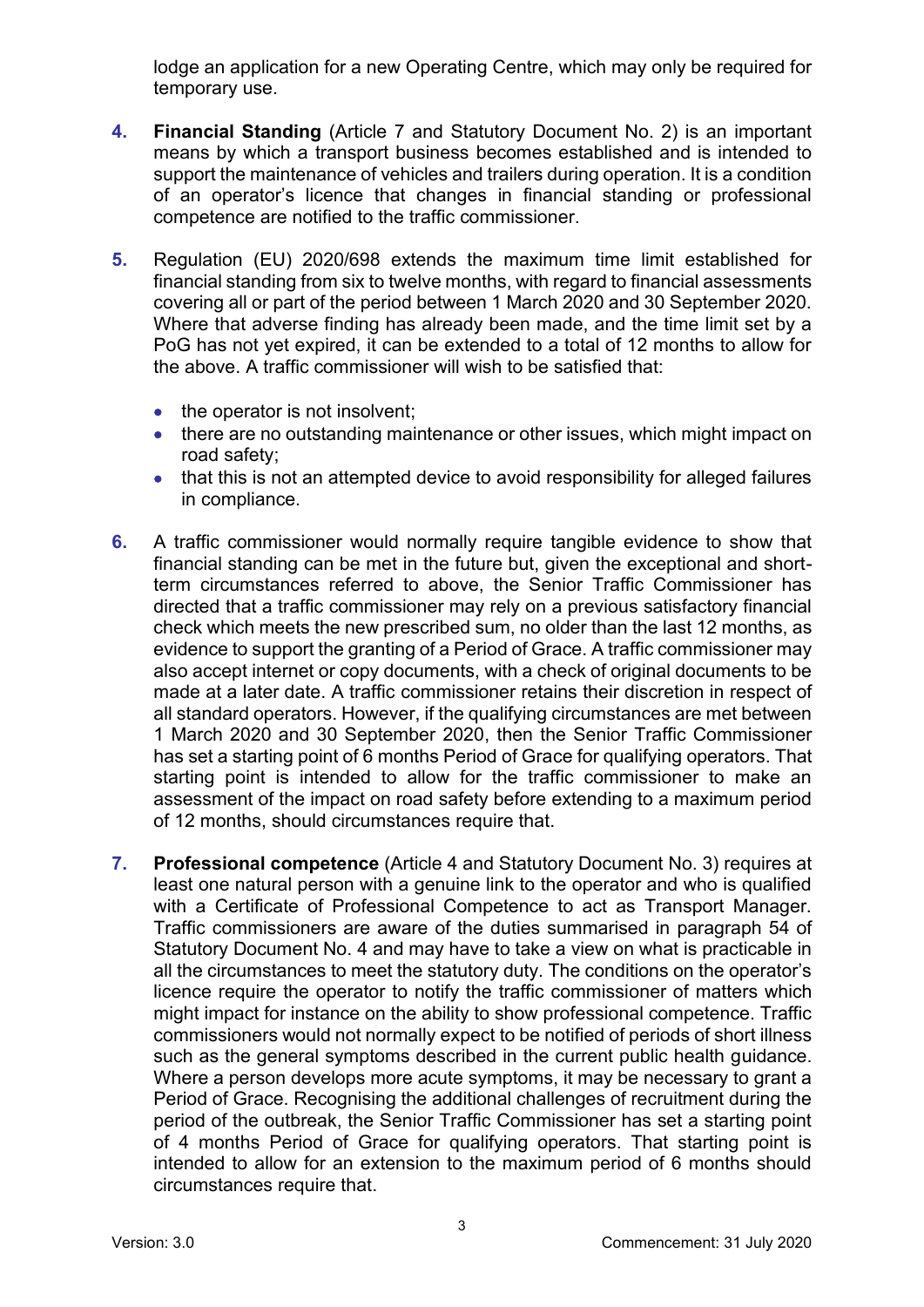lodge an application for a new Operating Centre, which may only be required for temporary use.

4. **Financial Standing** (Article 7 and Statutory Document No. 2) is an important means by which a transport business becomes established and is intended to support the maintenance of vehicles and trailers during operation. It is a condition of an operator's licence that changes in financial standing or professional competence are notified to the traffic commissioner.

5. Regulation (EU) 2020/698 extends the maximum time limit established for financial standing from six to twelve months, with regard to financial assessments covering all or part of the period between 1 March 2020 and 30 September 2020. Where that adverse finding has already been made, and the time limit set by a PoG has not yet expired, it can be extended to a total of 12 months to allow for the above. A traffic commissioner will wish to be satisfied that:

   - the operator is not insolvent;
   - there are no outstanding maintenance or other issues, which might impact on road safety;
   - that this is not an attempted device to avoid responsibility for alleged failures in compliance.

6. A traffic commissioner would normally require tangible evidence to show that financial standing can be met in the future but, given the exceptional and short-term circumstances referred to above, the Senior Traffic Commissioner has directed that a traffic commissioner may rely on a previous satisfactory financial check which meets the new prescribed sum, no older than the last 12 months, as evidence to support the granting of a Period of Grace. A traffic commissioner may also accept internet or copy documents, with a check of original documents to be made at a later date. A traffic commissioner retains their discretion in respect of all standard operators. However, if the qualifying circumstances are met between 1 March 2020 and 30 September 2020, then the Senior Traffic Commissioner has set a starting point of 6 months Period of Grace for qualifying operators. That starting point is intended to allow for the traffic commissioner to make an assessment of the impact on road safety before extending to a maximum period of 12 months, should circumstances require that.

7. **Professional competence** (Article 4 and Statutory Document No. 3) requires at least one natural person with a genuine link to the operator and who is qualified with a Certificate of Professional Competence to act as Transport Manager. Traffic commissioners are aware of the duties summarised in paragraph 54 of Statutory Document No. 4 and may have to take a view on what is practicable in all the circumstances to meet the statutory duty. The conditions on the operator's licence require the operator to notify the traffic commissioner of matters which might impact for instance on the ability to show professional competence. Traffic commissioners would not normally expect to be notified of periods of short illness such as the general symptoms described in the current public health guidance. Where a person develops more acute symptoms, it may be necessary to grant a Period of Grace. Recognising the additional challenges of recruitment during the period of the outbreak, the Senior Traffic Commissioner has set a starting point of 4 months Period of Grace for qualifying operators. That starting point is intended to allow for an extension to the maximum period of 6 months should circumstances require that.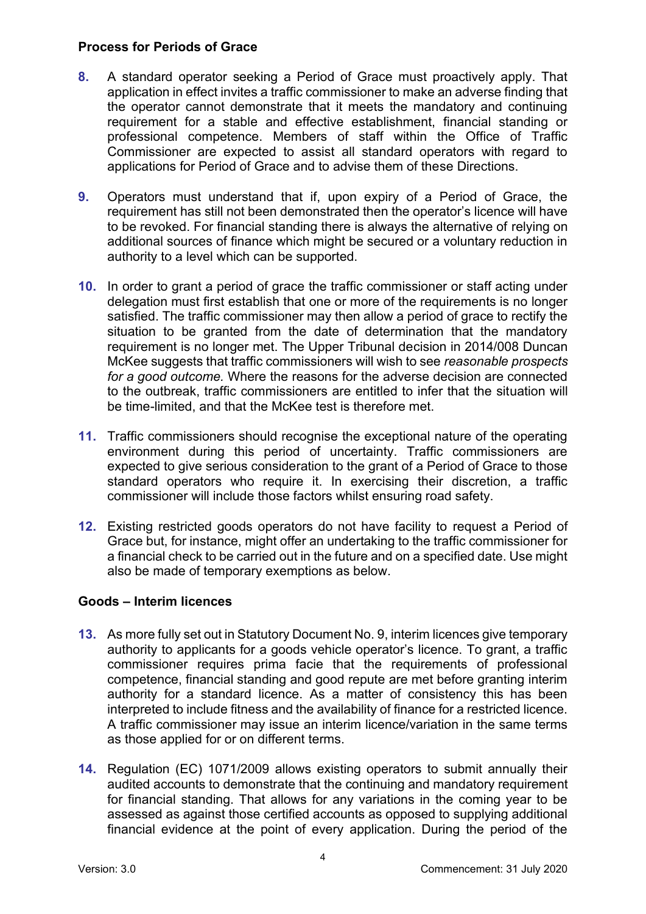### Process for Periods of Grace

8. A standard operator seeking a Period of Grace must proactively apply. That application in effect invites a traffic commissioner to make an adverse finding that the operator cannot demonstrate that it meets the mandatory and continuing requirement for a stable and effective establishment, financial standing or professional competence. Members of staff within the Office of Traffic Commissioner are expected to assist all standard operators with regard to applications for Period of Grace and to advise them of these Directions.

9. Operators must understand that if, upon expiry of a Period of Grace, the requirement has still not been demonstrated then the operator's licence will have to be revoked. For financial standing there is always the alternative of relying on additional sources of finance which might be secured or a voluntary reduction in authority to a level which can be supported.

10. In order to grant a period of grace the traffic commissioner or staff acting under delegation must first establish that one or more of the requirements is no longer satisfied. The traffic commissioner may then allow a period of grace to rectify the situation to be granted from the date of determination that the mandatory requirement is no longer met. The Upper Tribunal decision in 2014/008 Duncan McKee suggests that traffic commissioners will wish to see *reasonable prospects for a good outcome.* Where the reasons for the adverse decision are connected to the outbreak, traffic commissioners are entitled to infer that the situation will be time-limited, and that the McKee test is therefore met.

11. Traffic commissioners should recognise the exceptional nature of the operating environment during this period of uncertainty. Traffic commissioners are expected to give serious consideration to the grant of a Period of Grace to those standard operators who require it. In exercising their discretion, a traffic commissioner will include those factors whilst ensuring road safety.

12. Existing restricted goods operators do not have facility to request a Period of Grace but, for instance, might offer an undertaking to the traffic commissioner for a financial check to be carried out in the future and on a specified date. Use might also be made of temporary exemptions as below.

### Goods – Interim licences

13. As more fully set out in Statutory Document No. 9, interim licences give temporary authority to applicants for a goods vehicle operator's licence. To grant, a traffic commissioner requires prima facie that the requirements of professional competence, financial standing and good repute are met before granting interim authority for a standard licence. As a matter of consistency this has been interpreted to include fitness and the availability of finance for a restricted licence. A traffic commissioner may issue an interim licence/variation in the same terms as those applied for or on different terms.

14. Regulation (EC) 1071/2009 allows existing operators to submit annually their audited accounts to demonstrate that the continuing and mandatory requirement for financial standing. That allows for any variations in the coming year to be assessed as against those certified accounts as opposed to supplying additional financial evidence at the point of every application. During the period of the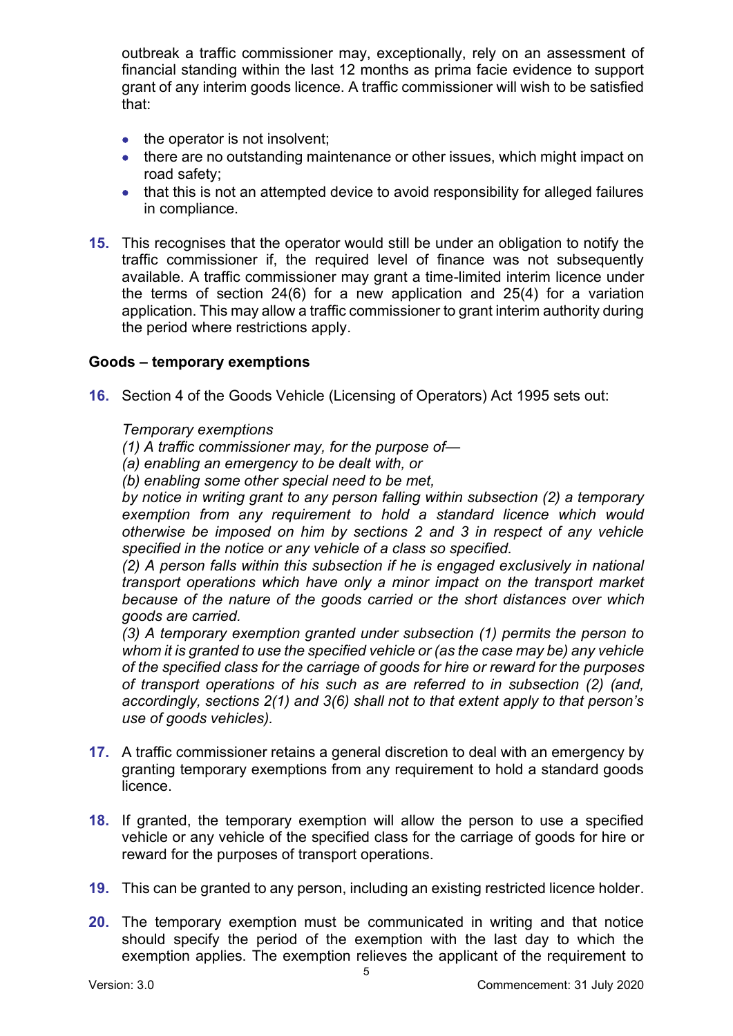outbreak a traffic commissioner may, exceptionally, rely on an assessment of financial standing within the last 12 months as prima facie evidence to support grant of any interim goods licence. A traffic commissioner will wish to be satisfied that:

- the operator is not insolvent;
- there are no outstanding maintenance or other issues, which might impact on road safety;
- that this is not an attempted device to avoid responsibility for alleged failures in compliance.

15. This recognises that the operator would still be under an obligation to notify the traffic commissioner if, the required level of finance was not subsequently available. A traffic commissioner may grant a time-limited interim licence under the terms of section 24(6) for a new application and 25(4) for a variation application. This may allow a traffic commissioner to grant interim authority during the period where restrictions apply.

**Goods – temporary exemptions**

16. Section 4 of the Goods Vehicle (Licensing of Operators) Act 1995 sets out:

*Temporary exemptions*
*(1) A traffic commissioner may, for the purpose of—*
*(a) enabling an emergency to be dealt with, or*
*(b) enabling some other special need to be met,*
*by notice in writing grant to any person falling within subsection (2) a temporary exemption from any requirement to hold a standard licence which would otherwise be imposed on him by sections 2 and 3 in respect of any vehicle specified in the notice or any vehicle of a class so specified.*
*(2) A person falls within this subsection if he is engaged exclusively in national transport operations which have only a minor impact on the transport market because of the nature of the goods carried or the short distances over which goods are carried.*
*(3) A temporary exemption granted under subsection (1) permits the person to whom it is granted to use the specified vehicle or (as the case may be) any vehicle of the specified class for the carriage of goods for hire or reward for the purposes of transport operations of his such as are referred to in subsection (2) (and, accordingly, sections 2(1) and 3(6) shall not to that extent apply to that person's use of goods vehicles).*

17. A traffic commissioner retains a general discretion to deal with an emergency by granting temporary exemptions from any requirement to hold a standard goods licence.

18. If granted, the temporary exemption will allow the person to use a specified vehicle or any vehicle of the specified class for the carriage of goods for hire or reward for the purposes of transport operations.

19. This can be granted to any person, including an existing restricted licence holder.

20. The temporary exemption must be communicated in writing and that notice should specify the period of the exemption with the last day to which the exemption applies. The exemption relieves the applicant of the requirement to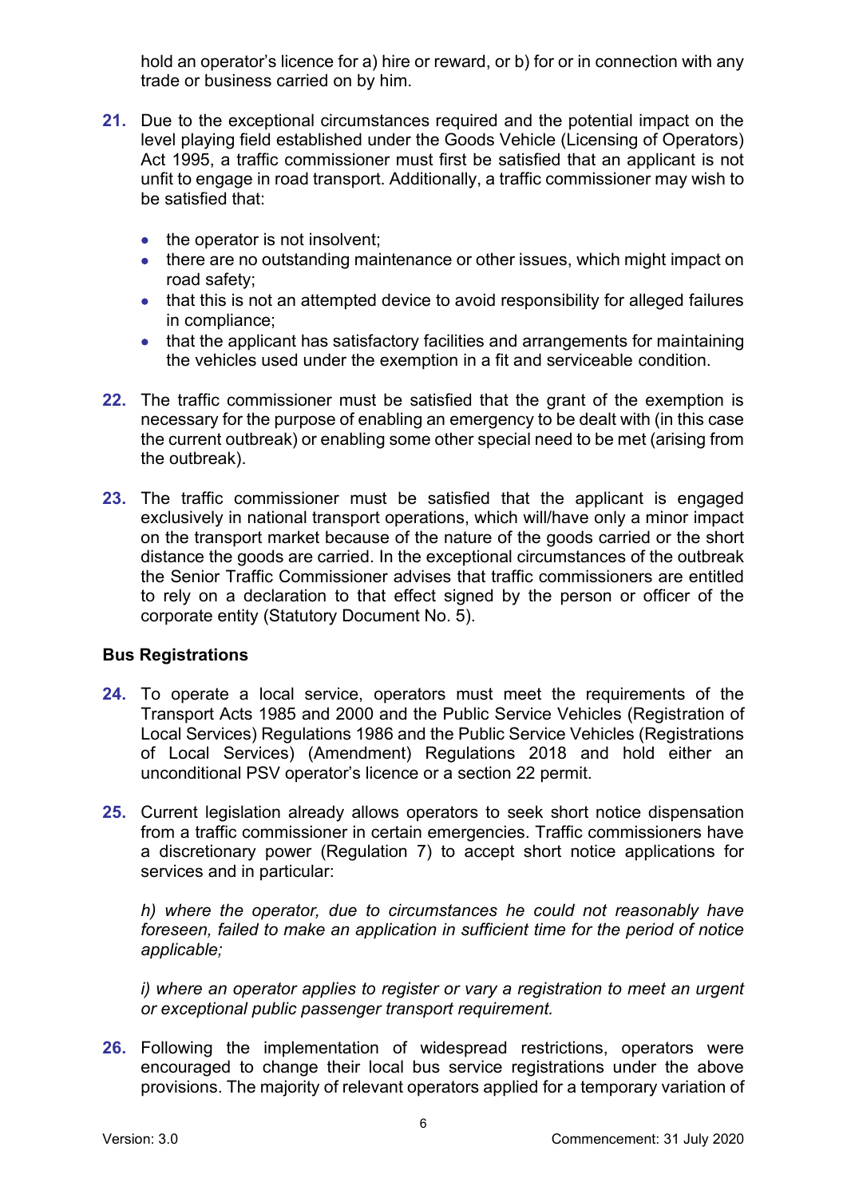hold an operator's licence for a) hire or reward, or b) for or in connection with any trade or business carried on by him.

**21.** Due to the exceptional circumstances required and the potential impact on the level playing field established under the Goods Vehicle (Licensing of Operators) Act 1995, a traffic commissioner must first be satisfied that an applicant is not unfit to engage in road transport. Additionally, a traffic commissioner may wish to be satisfied that:

- the operator is not insolvent;
- there are no outstanding maintenance or other issues, which might impact on road safety;
- that this is not an attempted device to avoid responsibility for alleged failures in compliance;
- that the applicant has satisfactory facilities and arrangements for maintaining the vehicles used under the exemption in a fit and serviceable condition.

**22.** The traffic commissioner must be satisfied that the grant of the exemption is necessary for the purpose of enabling an emergency to be dealt with (in this case the current outbreak) or enabling some other special need to be met (arising from the outbreak).

**23.** The traffic commissioner must be satisfied that the applicant is engaged exclusively in national transport operations, which will/have only a minor impact on the transport market because of the nature of the goods carried or the short distance the goods are carried. In the exceptional circumstances of the outbreak the Senior Traffic Commissioner advises that traffic commissioners are entitled to rely on a declaration to that effect signed by the person or officer of the corporate entity (Statutory Document No. 5).

**Bus Registrations**

**24.** To operate a local service, operators must meet the requirements of the Transport Acts 1985 and 2000 and the Public Service Vehicles (Registration of Local Services) Regulations 1986 and the Public Service Vehicles (Registrations of Local Services) (Amendment) Regulations 2018 and hold either an unconditional PSV operator's licence or a section 22 permit.

**25.** Current legislation already allows operators to seek short notice dispensation from a traffic commissioner in certain emergencies. Traffic commissioners have a discretionary power (Regulation 7) to accept short notice applications for services and in particular:

*h) where the operator, due to circumstances he could not reasonably have foreseen, failed to make an application in sufficient time for the period of notice applicable;*

*i) where an operator applies to register or vary a registration to meet an urgent or exceptional public passenger transport requirement.*

**26.** Following the implementation of widespread restrictions, operators were encouraged to change their local bus service registrations under the above provisions. The majority of relevant operators applied for a temporary variation of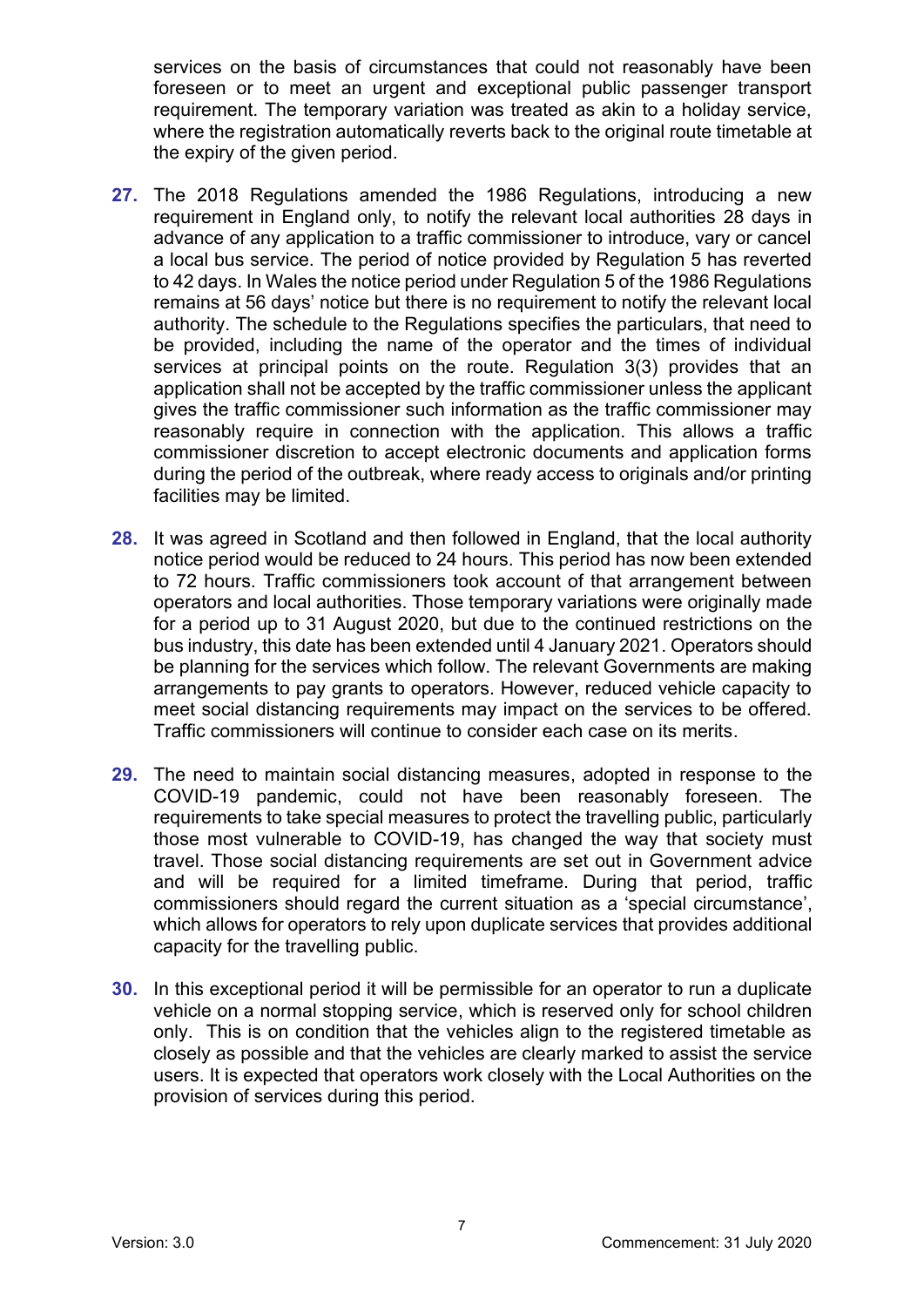services on the basis of circumstances that could not reasonably have been foreseen or to meet an urgent and exceptional public passenger transport requirement. The temporary variation was treated as akin to a holiday service, where the registration automatically reverts back to the original route timetable at the expiry of the given period.

27. The 2018 Regulations amended the 1986 Regulations, introducing a new requirement in England only, to notify the relevant local authorities 28 days in advance of any application to a traffic commissioner to introduce, vary or cancel a local bus service. The period of notice provided by Regulation 5 has reverted to 42 days. In Wales the notice period under Regulation 5 of the 1986 Regulations remains at 56 days' notice but there is no requirement to notify the relevant local authority. The schedule to the Regulations specifies the particulars, that need to be provided, including the name of the operator and the times of individual services at principal points on the route. Regulation 3(3) provides that an application shall not be accepted by the traffic commissioner unless the applicant gives the traffic commissioner such information as the traffic commissioner may reasonably require in connection with the application. This allows a traffic commissioner discretion to accept electronic documents and application forms during the period of the outbreak, where ready access to originals and/or printing facilities may be limited.

28. It was agreed in Scotland and then followed in England, that the local authority notice period would be reduced to 24 hours. This period has now been extended to 72 hours. Traffic commissioners took account of that arrangement between operators and local authorities. Those temporary variations were originally made for a period up to 31 August 2020, but due to the continued restrictions on the bus industry, this date has been extended until 4 January 2021. Operators should be planning for the services which follow. The relevant Governments are making arrangements to pay grants to operators. However, reduced vehicle capacity to meet social distancing requirements may impact on the services to be offered. Traffic commissioners will continue to consider each case on its merits.

29. The need to maintain social distancing measures, adopted in response to the COVID-19 pandemic, could not have been reasonably foreseen. The requirements to take special measures to protect the travelling public, particularly those most vulnerable to COVID-19, has changed the way that society must travel. Those social distancing requirements are set out in Government advice and will be required for a limited timeframe. During that period, traffic commissioners should regard the current situation as a 'special circumstance', which allows for operators to rely upon duplicate services that provides additional capacity for the travelling public.

30. In this exceptional period it will be permissible for an operator to run a duplicate vehicle on a normal stopping service, which is reserved only for school children only. This is on condition that the vehicles align to the registered timetable as closely as possible and that the vehicles are clearly marked to assist the service users. It is expected that operators work closely with the Local Authorities on the provision of services during this period.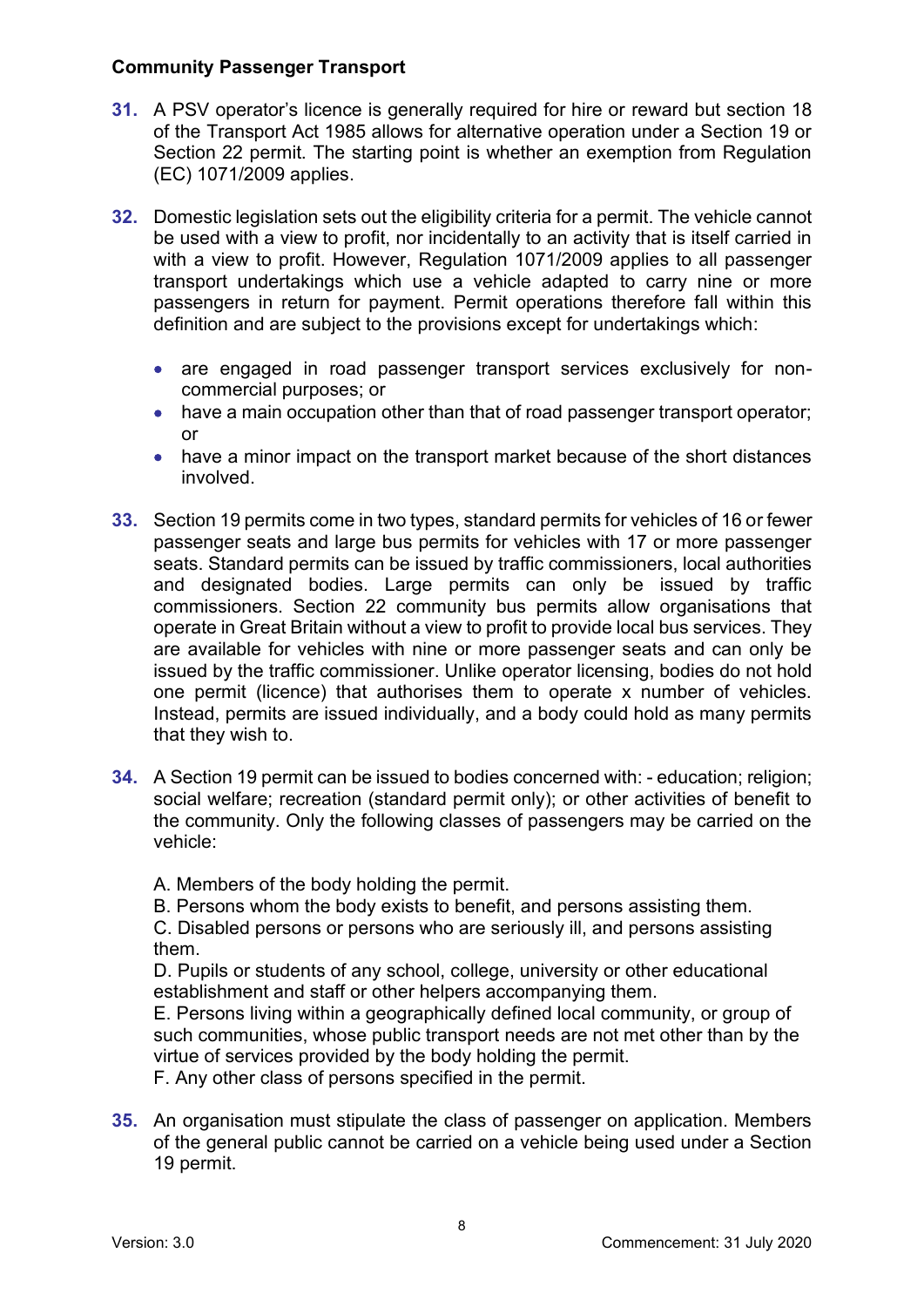**Community Passenger Transport**

**31.** A PSV operator's licence is generally required for hire or reward but section 18 of the Transport Act 1985 allows for alternative operation under a Section 19 or Section 22 permit. The starting point is whether an exemption from Regulation (EC) 1071/2009 applies.

**32.** Domestic legislation sets out the eligibility criteria for a permit. The vehicle cannot be used with a view to profit, nor incidentally to an activity that is itself carried in with a view to profit. However, Regulation 1071/2009 applies to all passenger transport undertakings which use a vehicle adapted to carry nine or more passengers in return for payment. Permit operations therefore fall within this definition and are subject to the provisions except for undertakings which:

- are engaged in road passenger transport services exclusively for non-commercial purposes; or
- have a main occupation other than that of road passenger transport operator; or
- have a minor impact on the transport market because of the short distances involved.

**33.** Section 19 permits come in two types, standard permits for vehicles of 16 or fewer passenger seats and large bus permits for vehicles with 17 or more passenger seats. Standard permits can be issued by traffic commissioners, local authorities and designated bodies. Large permits can only be issued by traffic commissioners. Section 22 community bus permits allow organisations that operate in Great Britain without a view to profit to provide local bus services. They are available for vehicles with nine or more passenger seats and can only be issued by the traffic commissioner. Unlike operator licensing, bodies do not hold one permit (licence) that authorises them to operate x number of vehicles. Instead, permits are issued individually, and a body could hold as many permits that they wish to.

**34.** A Section 19 permit can be issued to bodies concerned with: - education; religion; social welfare; recreation (standard permit only); or other activities of benefit to the community. Only the following classes of passengers may be carried on the vehicle:

A. Members of the body holding the permit.
B. Persons whom the body exists to benefit, and persons assisting them.
C. Disabled persons or persons who are seriously ill, and persons assisting them.
D. Pupils or students of any school, college, university or other educational establishment and staff or other helpers accompanying them.
E. Persons living within a geographically defined local community, or group of such communities, whose public transport needs are not met other than by the virtue of services provided by the body holding the permit.
F. Any other class of persons specified in the permit.

**35.** An organisation must stipulate the class of passenger on application. Members of the general public cannot be carried on a vehicle being used under a Section 19 permit.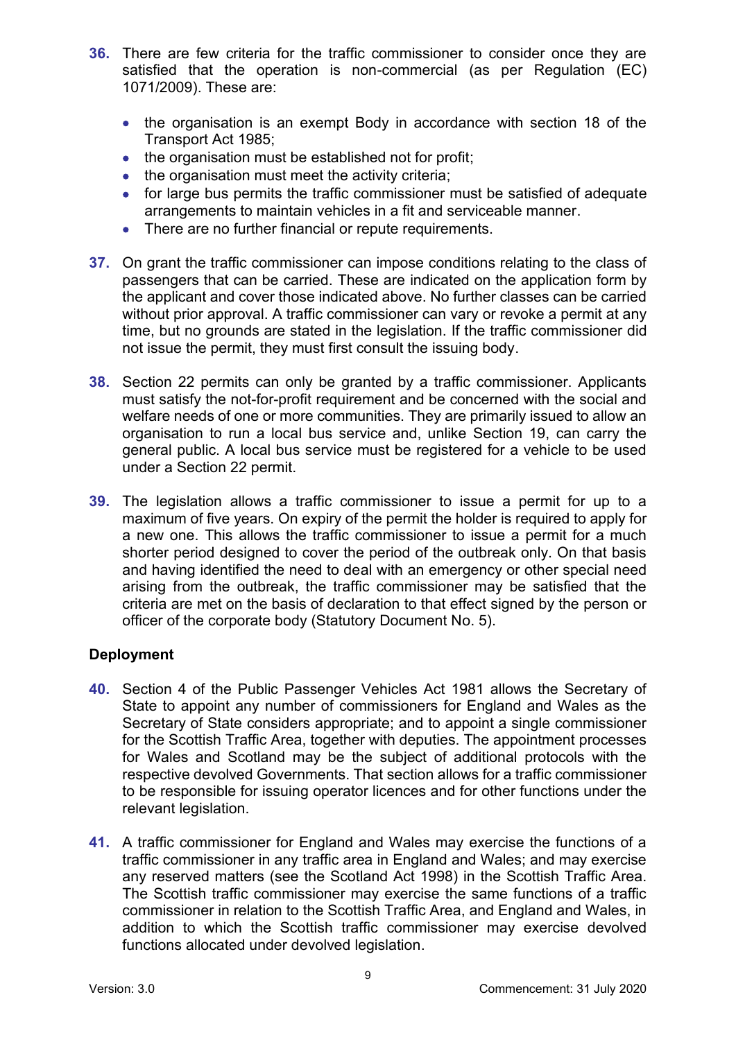36. There are few criteria for the traffic commissioner to consider once they are satisfied that the operation is non-commercial (as per Regulation (EC) 1071/2009). These are:

    - the organisation is an exempt Body in accordance with section 18 of the Transport Act 1985;
    - the organisation must be established not for profit;
    - the organisation must meet the activity criteria;
    - for large bus permits the traffic commissioner must be satisfied of adequate arrangements to maintain vehicles in a fit and serviceable manner.
    - There are no further financial or repute requirements.

37. On grant the traffic commissioner can impose conditions relating to the class of passengers that can be carried. These are indicated on the application form by the applicant and cover those indicated above. No further classes can be carried without prior approval. A traffic commissioner can vary or revoke a permit at any time, but no grounds are stated in the legislation. If the traffic commissioner did not issue the permit, they must first consult the issuing body.

38. Section 22 permits can only be granted by a traffic commissioner. Applicants must satisfy the not-for-profit requirement and be concerned with the social and welfare needs of one or more communities. They are primarily issued to allow an organisation to run a local bus service and, unlike Section 19, can carry the general public. A local bus service must be registered for a vehicle to be used under a Section 22 permit.

39. The legislation allows a traffic commissioner to issue a permit for up to a maximum of five years. On expiry of the permit the holder is required to apply for a new one. This allows the traffic commissioner to issue a permit for a much shorter period designed to cover the period of the outbreak only. On that basis and having identified the need to deal with an emergency or other special need arising from the outbreak, the traffic commissioner may be satisfied that the criteria are met on the basis of declaration to that effect signed by the person or officer of the corporate body (Statutory Document No. 5).

**Deployment**

40. Section 4 of the Public Passenger Vehicles Act 1981 allows the Secretary of State to appoint any number of commissioners for England and Wales as the Secretary of State considers appropriate; and to appoint a single commissioner for the Scottish Traffic Area, together with deputies. The appointment processes for Wales and Scotland may be the subject of additional protocols with the respective devolved Governments. That section allows for a traffic commissioner to be responsible for issuing operator licences and for other functions under the relevant legislation.

41. A traffic commissioner for England and Wales may exercise the functions of a traffic commissioner in any traffic area in England and Wales; and may exercise any reserved matters (see the Scotland Act 1998) in the Scottish Traffic Area. The Scottish traffic commissioner may exercise the same functions of a traffic commissioner in relation to the Scottish Traffic Area, and England and Wales, in addition to which the Scottish traffic commissioner may exercise devolved functions allocated under devolved legislation.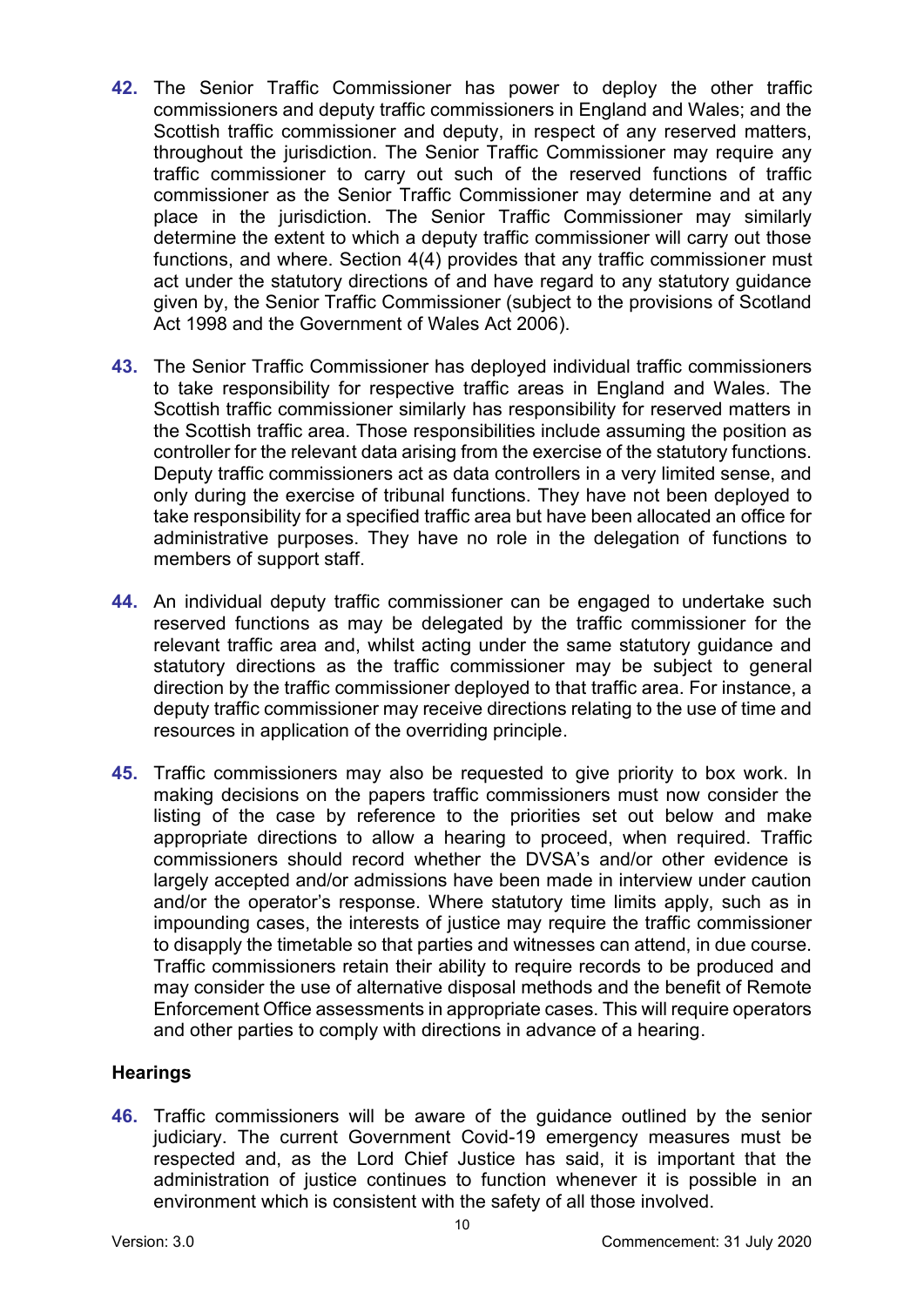42. The Senior Traffic Commissioner has power to deploy the other traffic commissioners and deputy traffic commissioners in England and Wales; and the Scottish traffic commissioner and deputy, in respect of any reserved matters, throughout the jurisdiction. The Senior Traffic Commissioner may require any traffic commissioner to carry out such of the reserved functions of traffic commissioner as the Senior Traffic Commissioner may determine and at any place in the jurisdiction. The Senior Traffic Commissioner may similarly determine the extent to which a deputy traffic commissioner will carry out those functions, and where. Section 4(4) provides that any traffic commissioner must act under the statutory directions of and have regard to any statutory guidance given by, the Senior Traffic Commissioner (subject to the provisions of Scotland Act 1998 and the Government of Wales Act 2006).

43. The Senior Traffic Commissioner has deployed individual traffic commissioners to take responsibility for respective traffic areas in England and Wales. The Scottish traffic commissioner similarly has responsibility for reserved matters in the Scottish traffic area. Those responsibilities include assuming the position as controller for the relevant data arising from the exercise of the statutory functions. Deputy traffic commissioners act as data controllers in a very limited sense, and only during the exercise of tribunal functions. They have not been deployed to take responsibility for a specified traffic area but have been allocated an office for administrative purposes. They have no role in the delegation of functions to members of support staff.

44. An individual deputy traffic commissioner can be engaged to undertake such reserved functions as may be delegated by the traffic commissioner for the relevant traffic area and, whilst acting under the same statutory guidance and statutory directions as the traffic commissioner may be subject to general direction by the traffic commissioner deployed to that traffic area. For instance, a deputy traffic commissioner may receive directions relating to the use of time and resources in application of the overriding principle.

45. Traffic commissioners may also be requested to give priority to box work. In making decisions on the papers traffic commissioners must now consider the listing of the case by reference to the priorities set out below and make appropriate directions to allow a hearing to proceed, when required. Traffic commissioners should record whether the DVSA's and/or other evidence is largely accepted and/or admissions have been made in interview under caution and/or the operator's response. Where statutory time limits apply, such as in impounding cases, the interests of justice may require the traffic commissioner to disapply the timetable so that parties and witnesses can attend, in due course. Traffic commissioners retain their ability to require records to be produced and may consider the use of alternative disposal methods and the benefit of Remote Enforcement Office assessments in appropriate cases. This will require operators and other parties to comply with directions in advance of a hearing.

### Hearings

46. Traffic commissioners will be aware of the guidance outlined by the senior judiciary. The current Government Covid-19 emergency measures must be respected and, as the Lord Chief Justice has said, it is important that the administration of justice continues to function whenever it is possible in an environment which is consistent with the safety of all those involved.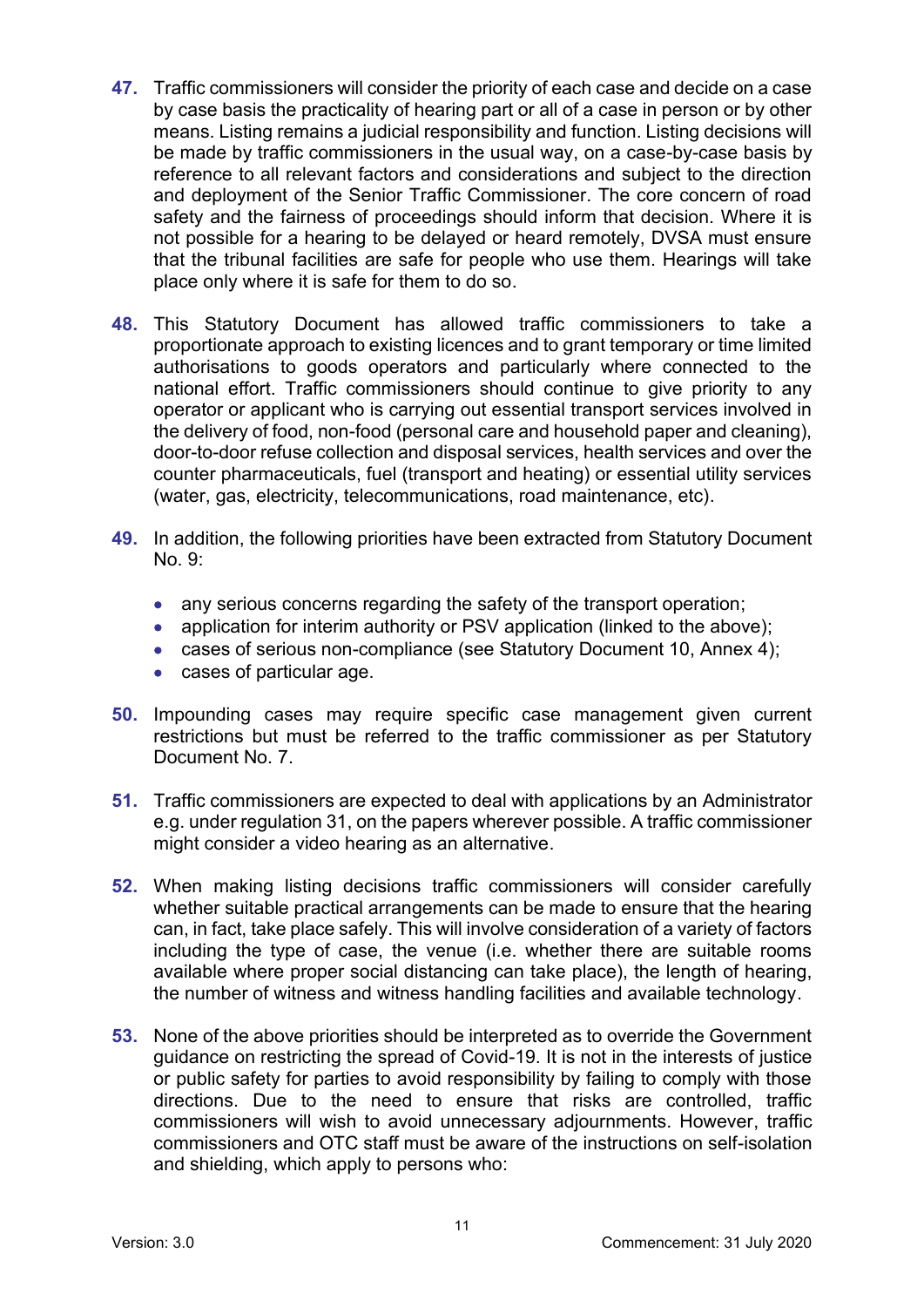47. Traffic commissioners will consider the priority of each case and decide on a case by case basis the practicality of hearing part or all of a case in person or by other means. Listing remains a judicial responsibility and function. Listing decisions will be made by traffic commissioners in the usual way, on a case-by-case basis by reference to all relevant factors and considerations and subject to the direction and deployment of the Senior Traffic Commissioner. The core concern of road safety and the fairness of proceedings should inform that decision. Where it is not possible for a hearing to be delayed or heard remotely, DVSA must ensure that the tribunal facilities are safe for people who use them. Hearings will take place only where it is safe for them to do so.

48. This Statutory Document has allowed traffic commissioners to take a proportionate approach to existing licences and to grant temporary or time limited authorisations to goods operators and particularly where connected to the national effort. Traffic commissioners should continue to give priority to any operator or applicant who is carrying out essential transport services involved in the delivery of food, non-food (personal care and household paper and cleaning), door-to-door refuse collection and disposal services, health services and over the counter pharmaceuticals, fuel (transport and heating) or essential utility services (water, gas, electricity, telecommunications, road maintenance, etc).

49. In addition, the following priorities have been extracted from Statutory Document No. 9:

    - any serious concerns regarding the safety of the transport operation;
    - application for interim authority or PSV application (linked to the above);
    - cases of serious non-compliance (see Statutory Document 10, Annex 4);
    - cases of particular age.

50. Impounding cases may require specific case management given current restrictions but must be referred to the traffic commissioner as per Statutory Document No. 7.

51. Traffic commissioners are expected to deal with applications by an Administrator e.g. under regulation 31, on the papers wherever possible. A traffic commissioner might consider a video hearing as an alternative.

52. When making listing decisions traffic commissioners will consider carefully whether suitable practical arrangements can be made to ensure that the hearing can, in fact, take place safely. This will involve consideration of a variety of factors including the type of case, the venue (i.e. whether there are suitable rooms available where proper social distancing can take place), the length of hearing, the number of witness and witness handling facilities and available technology.

53. None of the above priorities should be interpreted as to override the Government guidance on restricting the spread of Covid-19. It is not in the interests of justice or public safety for parties to avoid responsibility by failing to comply with those directions. Due to the need to ensure that risks are controlled, traffic commissioners will wish to avoid unnecessary adjournments. However, traffic commissioners and OTC staff must be aware of the instructions on self-isolation and shielding, which apply to persons who: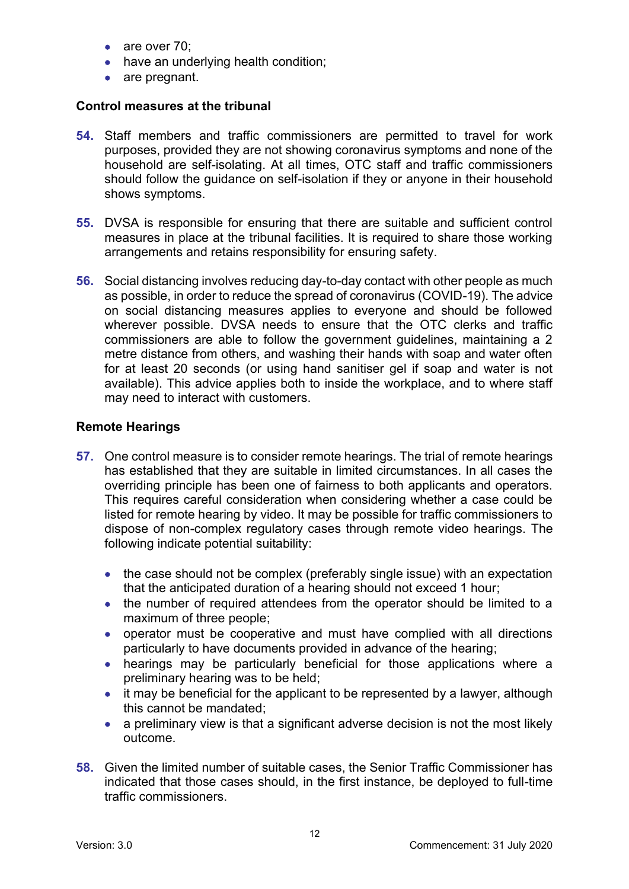- are over 70;
- have an underlying health condition;
- are pregnant.

**Control measures at the tribunal**

54. Staff members and traffic commissioners are permitted to travel for work purposes, provided they are not showing coronavirus symptoms and none of the household are self-isolating. At all times, OTC staff and traffic commissioners should follow the guidance on self-isolation if they or anyone in their household shows symptoms.

55. DVSA is responsible for ensuring that there are suitable and sufficient control measures in place at the tribunal facilities. It is required to share those working arrangements and retains responsibility for ensuring safety.

56. Social distancing involves reducing day-to-day contact with other people as much as possible, in order to reduce the spread of coronavirus (COVID-19). The advice on social distancing measures applies to everyone and should be followed wherever possible. DVSA needs to ensure that the OTC clerks and traffic commissioners are able to follow the government guidelines, maintaining a 2 metre distance from others, and washing their hands with soap and water often for at least 20 seconds (or using hand sanitiser gel if soap and water is not available). This advice applies both to inside the workplace, and to where staff may need to interact with customers.

**Remote Hearings**

57. One control measure is to consider remote hearings. The trial of remote hearings has established that they are suitable in limited circumstances. In all cases the overriding principle has been one of fairness to both applicants and operators. This requires careful consideration when considering whether a case could be listed for remote hearing by video. It may be possible for traffic commissioners to dispose of non-complex regulatory cases through remote video hearings. The following indicate potential suitability:

    - the case should not be complex (preferably single issue) with an expectation that the anticipated duration of a hearing should not exceed 1 hour;
    - the number of required attendees from the operator should be limited to a maximum of three people;
    - operator must be cooperative and must have complied with all directions particularly to have documents provided in advance of the hearing;
    - hearings may be particularly beneficial for those applications where a preliminary hearing was to be held;
    - it may be beneficial for the applicant to be represented by a lawyer, although this cannot be mandated;
    - a preliminary view is that a significant adverse decision is not the most likely outcome.

58. Given the limited number of suitable cases, the Senior Traffic Commissioner has indicated that those cases should, in the first instance, be deployed to full-time traffic commissioners.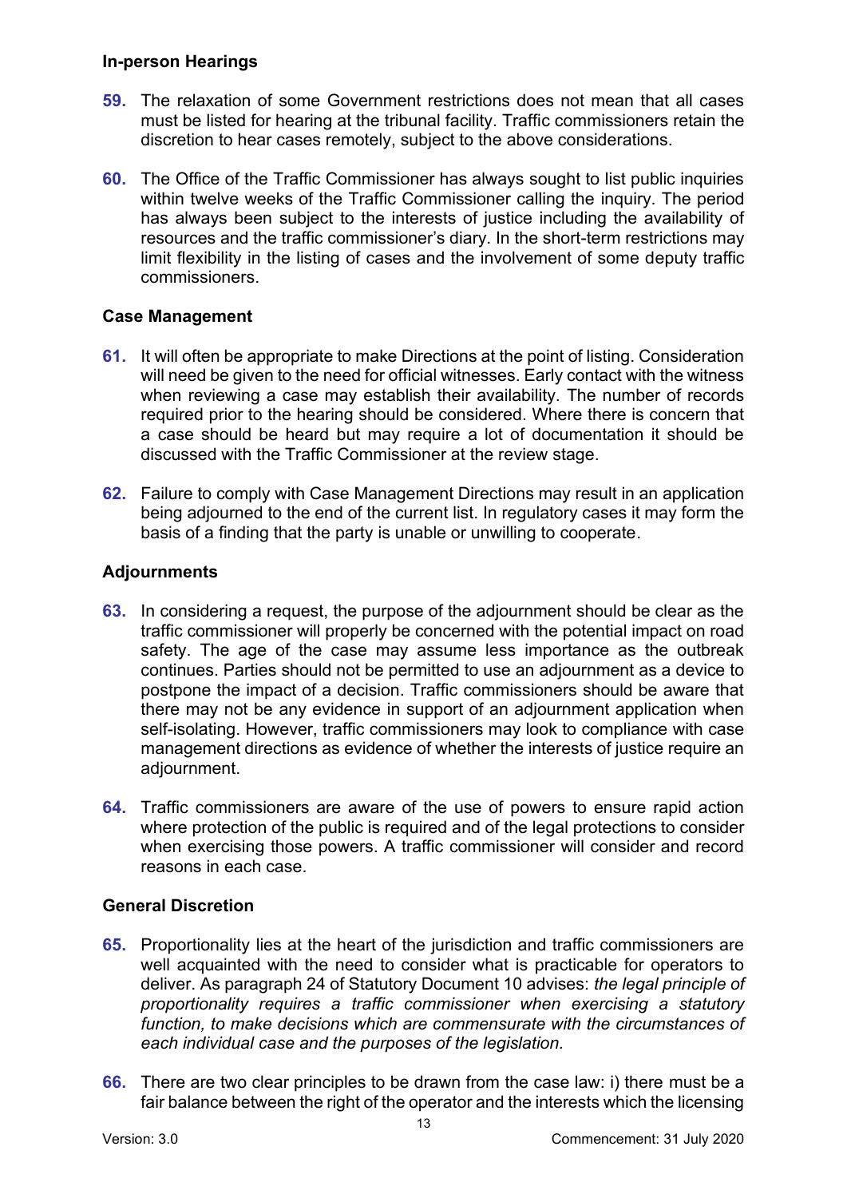### In-person Hearings

**59.** The relaxation of some Government restrictions does not mean that all cases must be listed for hearing at the tribunal facility. Traffic commissioners retain the discretion to hear cases remotely, subject to the above considerations.

**60.** The Office of the Traffic Commissioner has always sought to list public inquiries within twelve weeks of the Traffic Commissioner calling the inquiry. The period has always been subject to the interests of justice including the availability of resources and the traffic commissioner's diary. In the short-term restrictions may limit flexibility in the listing of cases and the involvement of some deputy traffic commissioners.

### Case Management

**61.** It will often be appropriate to make Directions at the point of listing. Consideration will need be given to the need for official witnesses. Early contact with the witness when reviewing a case may establish their availability. The number of records required prior to the hearing should be considered. Where there is concern that a case should be heard but may require a lot of documentation it should be discussed with the Traffic Commissioner at the review stage.

**62.** Failure to comply with Case Management Directions may result in an application being adjourned to the end of the current list. In regulatory cases it may form the basis of a finding that the party is unable or unwilling to cooperate.

### Adjournments

**63.** In considering a request, the purpose of the adjournment should be clear as the traffic commissioner will properly be concerned with the potential impact on road safety. The age of the case may assume less importance as the outbreak continues. Parties should not be permitted to use an adjournment as a device to postpone the impact of a decision. Traffic commissioners should be aware that there may not be any evidence in support of an adjournment application when self-isolating. However, traffic commissioners may look to compliance with case management directions as evidence of whether the interests of justice require an adjournment.

**64.** Traffic commissioners are aware of the use of powers to ensure rapid action where protection of the public is required and of the legal protections to consider when exercising those powers. A traffic commissioner will consider and record reasons in each case.

### General Discretion

**65.** Proportionality lies at the heart of the jurisdiction and traffic commissioners are well acquainted with the need to consider what is practicable for operators to deliver. As paragraph 24 of Statutory Document 10 advises: *the legal principle of proportionality requires a traffic commissioner when exercising a statutory function, to make decisions which are commensurate with the circumstances of each individual case and the purposes of the legislation.*

**66.** There are two clear principles to be drawn from the case law: i) there must be a fair balance between the right of the operator and the interests which the licensing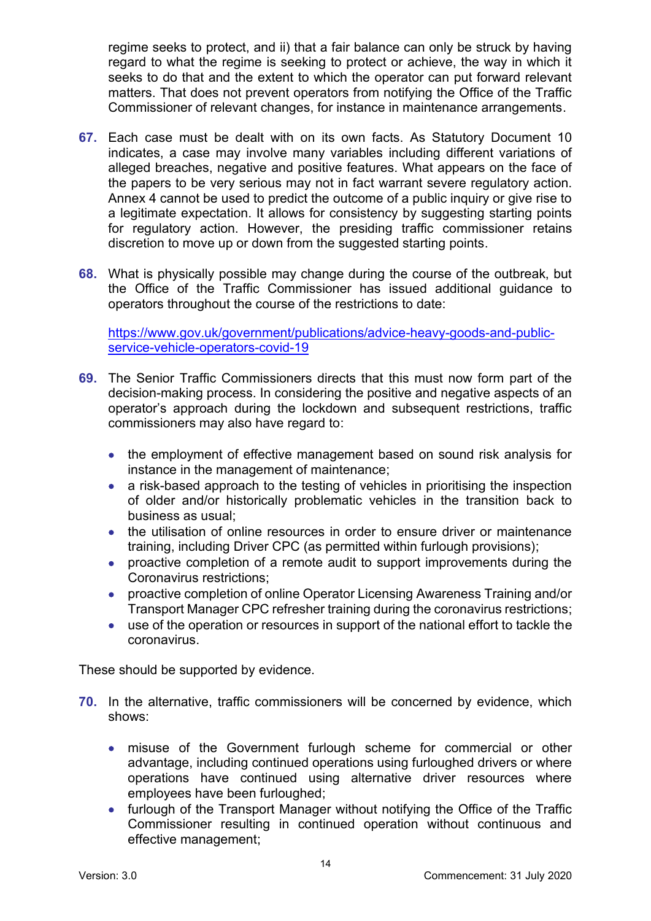regime seeks to protect, and ii) that a fair balance can only be struck by having regard to what the regime is seeking to protect or achieve, the way in which it seeks to do that and the extent to which the operator can put forward relevant matters. That does not prevent operators from notifying the Office of the Traffic Commissioner of relevant changes, for instance in maintenance arrangements.

**67.** Each case must be dealt with on its own facts. As Statutory Document 10 indicates, a case may involve many variables including different variations of alleged breaches, negative and positive features. What appears on the face of the papers to be very serious may not in fact warrant severe regulatory action. Annex 4 cannot be used to predict the outcome of a public inquiry or give rise to a legitimate expectation. It allows for consistency by suggesting starting points for regulatory action. However, the presiding traffic commissioner retains discretion to move up or down from the suggested starting points.

**68.** What is physically possible may change during the course of the outbreak, but the Office of the Traffic Commissioner has issued additional guidance to operators throughout the course of the restrictions to date:

[https://www.gov.uk/government/publications/advice-heavy-goods-and-public-service-vehicle-operators-covid-19](https://www.gov.uk/government/publications/advice-heavy-goods-and-public-service-vehicle-operators-covid-19)

**69.** The Senior Traffic Commissioners directs that this must now form part of the decision-making process. In considering the positive and negative aspects of an operator's approach during the lockdown and subsequent restrictions, traffic commissioners may also have regard to:

- the employment of effective management based on sound risk analysis for instance in the management of maintenance;
- a risk-based approach to the testing of vehicles in prioritising the inspection of older and/or historically problematic vehicles in the transition back to business as usual;
- the utilisation of online resources in order to ensure driver or maintenance training, including Driver CPC (as permitted within furlough provisions);
- proactive completion of a remote audit to support improvements during the Coronavirus restrictions;
- proactive completion of online Operator Licensing Awareness Training and/or Transport Manager CPC refresher training during the coronavirus restrictions;
- use of the operation or resources in support of the national effort to tackle the coronavirus.

These should be supported by evidence.

**70.** In the alternative, traffic commissioners will be concerned by evidence, which shows:

- misuse of the Government furlough scheme for commercial or other advantage, including continued operations using furloughed drivers or where operations have continued using alternative driver resources where employees have been furloughed;
- furlough of the Transport Manager without notifying the Office of the Traffic Commissioner resulting in continued operation without continuous and effective management;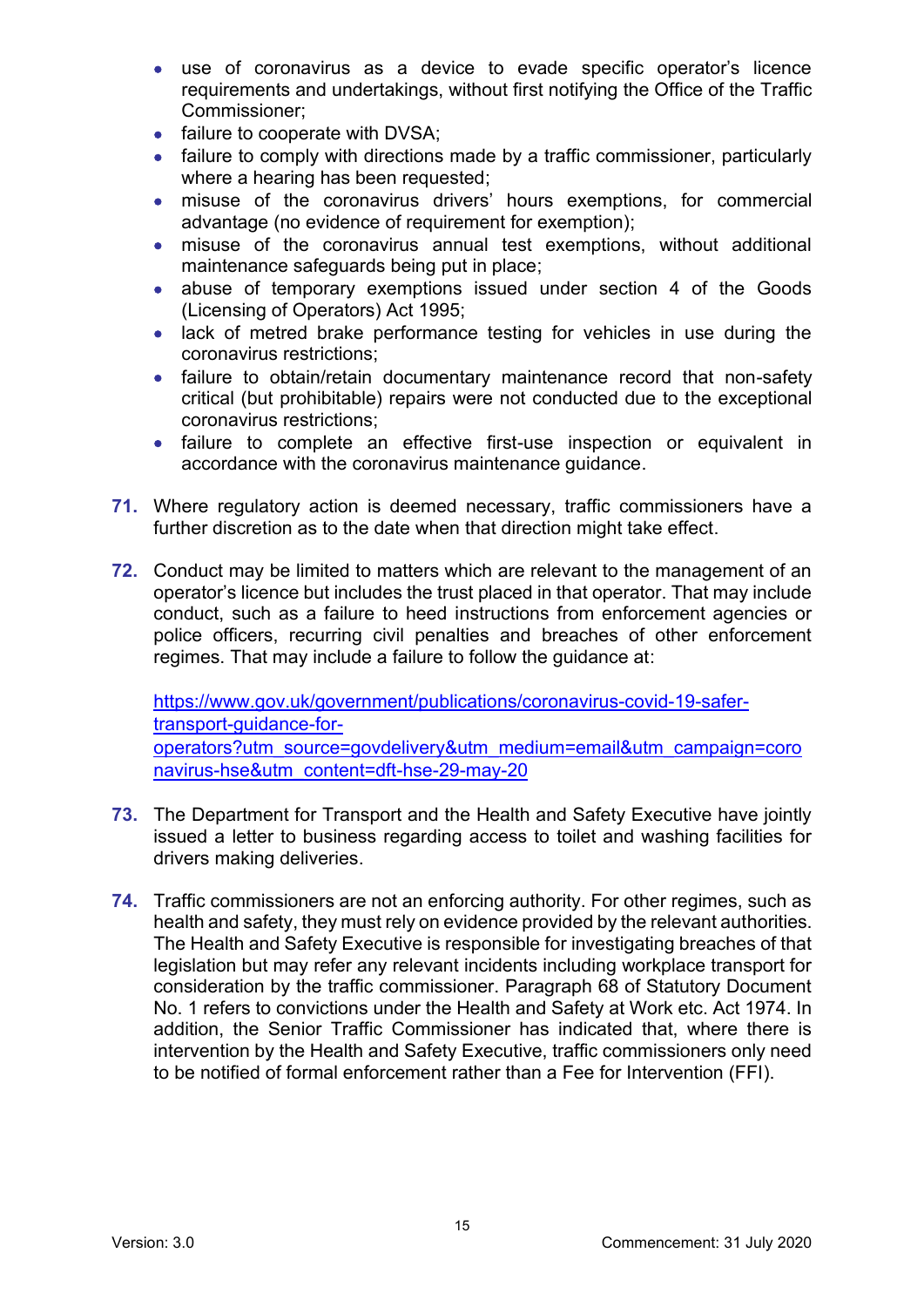- use of coronavirus as a device to evade specific operator's licence requirements and undertakings, without first notifying the Office of the Traffic Commissioner;
- failure to cooperate with DVSA;
- failure to comply with directions made by a traffic commissioner, particularly where a hearing has been requested;
- misuse of the coronavirus drivers' hours exemptions, for commercial advantage (no evidence of requirement for exemption);
- misuse of the coronavirus annual test exemptions, without additional maintenance safeguards being put in place;
- abuse of temporary exemptions issued under section 4 of the Goods (Licensing of Operators) Act 1995;
- lack of metred brake performance testing for vehicles in use during the coronavirus restrictions;
- failure to obtain/retain documentary maintenance record that non-safety critical (but prohibitable) repairs were not conducted due to the exceptional coronavirus restrictions;
- failure to complete an effective first-use inspection or equivalent in accordance with the coronavirus maintenance guidance.

**71.** Where regulatory action is deemed necessary, traffic commissioners have a further discretion as to the date when that direction might take effect.

**72.** Conduct may be limited to matters which are relevant to the management of an operator's licence but includes the trust placed in that operator. That may include conduct, such as a failure to heed instructions from enforcement agencies or police officers, recurring civil penalties and breaches of other enforcement regimes. That may include a failure to follow the guidance at:

[https://www.gov.uk/government/publications/coronavirus-covid-19-safer-transport-guidance-for-operators?utm_source=govdelivery&utm_medium=email&utm_campaign=coronavirus-hse&utm_content=dft-hse-29-may-20](https://www.gov.uk/government/publications/coronavirus-covid-19-safer-transport-guidance-for-operators?utm_source=govdelivery&utm_medium=email&utm_campaign=coronavirus-hse&utm_content=dft-hse-29-may-20)

**73.** The Department for Transport and the Health and Safety Executive have jointly issued a letter to business regarding access to toilet and washing facilities for drivers making deliveries.

**74.** Traffic commissioners are not an enforcing authority. For other regimes, such as health and safety, they must rely on evidence provided by the relevant authorities. The Health and Safety Executive is responsible for investigating breaches of that legislation but may refer any relevant incidents including workplace transport for consideration by the traffic commissioner. Paragraph 68 of Statutory Document No. 1 refers to convictions under the Health and Safety at Work etc. Act 1974. In addition, the Senior Traffic Commissioner has indicated that, where there is intervention by the Health and Safety Executive, traffic commissioners only need to be notified of formal enforcement rather than a Fee for Intervention (FFI).

Version: 3.0 Commencement: 31 July 2020